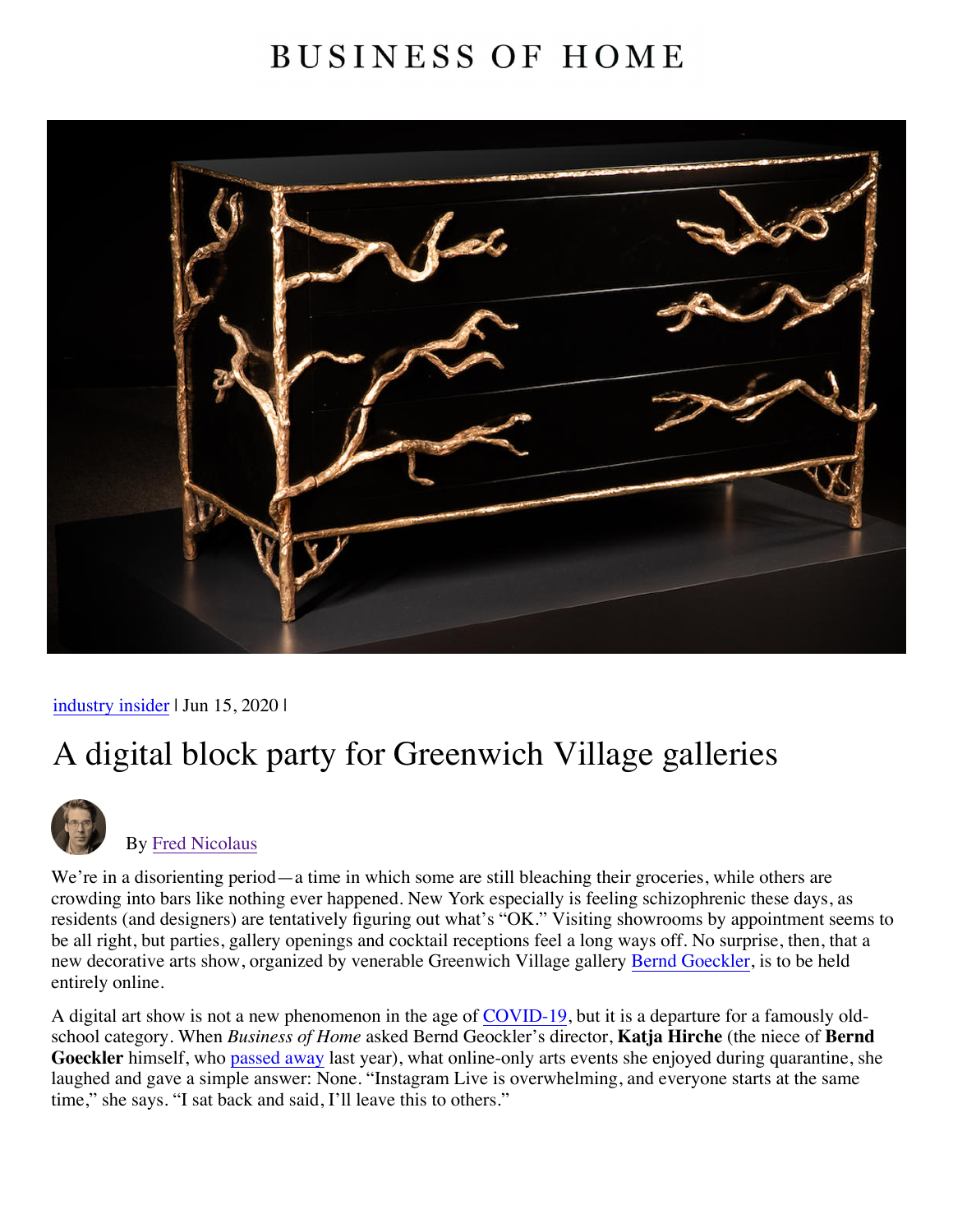BUSINESS OF HOME

[industry insider](#) | Jun 15, 2020 |

# A digital block party for Greenwich Village galleries

By [Fred Nicolaus](#)

We're in a disorienting period—a time in which some are still bleaching their groceries, while others are crowding into bars like nothing ever happened. New York especially is feeling schizophrenic these days, as residents (and designers) are tentatively figuring out what's "OK." Visiting showrooms by appointment seems to be all right, but parties, gallery openings and cocktail receptions feel a long ways off. No surprise, then, that a new decorative arts show, organized by venerable Greenwich Village gallery [Bernd Goeckler](#), is to be held entirely online.

A digital art show is not a new phenomenon in the age of [COVID-19](#), but it is a departure for a famously old-school category. When *Business of Home* asked Bernd Geockler's director, **Katja Hirche** (the niece of **Bernd Goeckler** himself, who [passed away](#) last year), what online-only arts events she enjoyed during quarantine, she laughed and gave a simple answer: None. "Instagram Live is overwhelming, and everyone starts at the same time," she says. "I sat back and said, I'll leave this to others."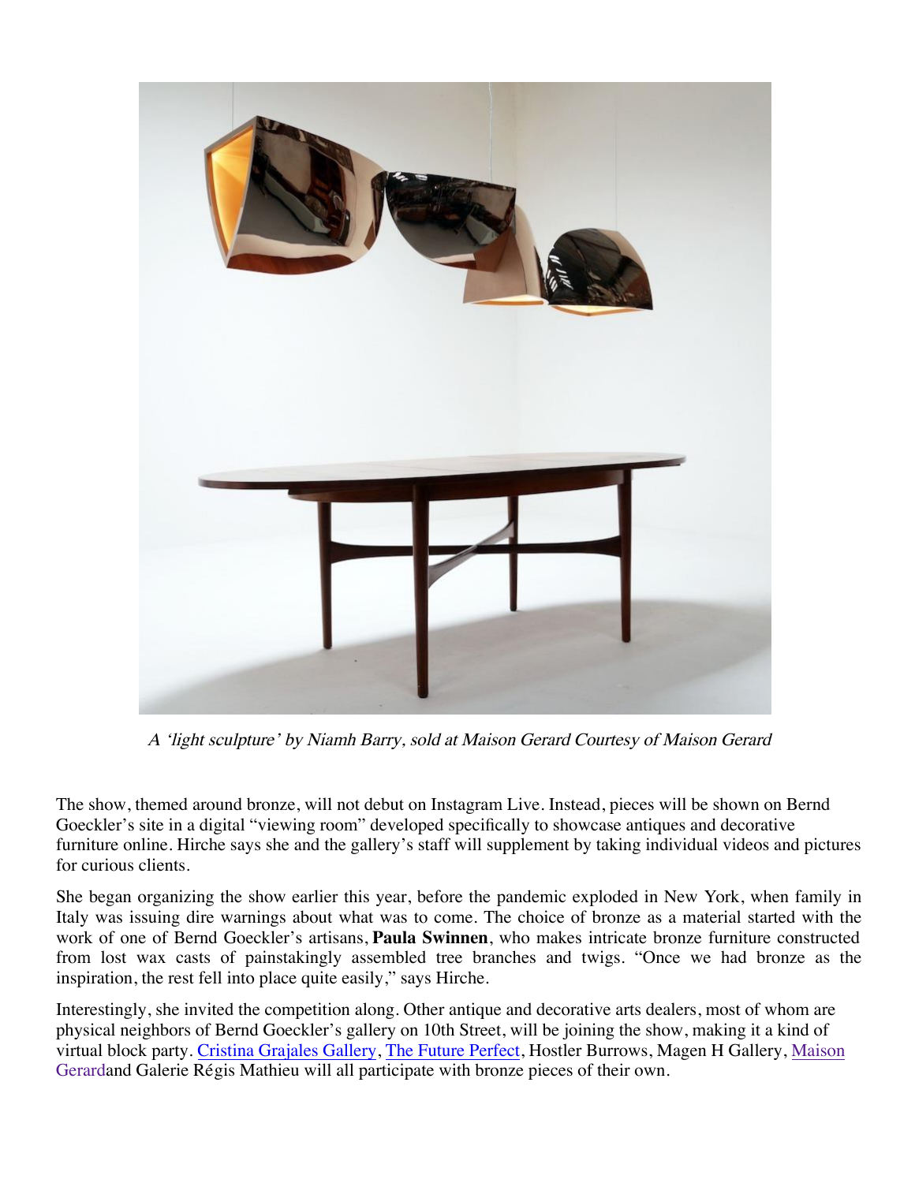*A 'light sculpture' by Niamh Barry, sold at Maison Gerard Courtesy of Maison Gerard*

The show, themed around bronze, will not debut on Instagram Live. Instead, pieces will be shown on Bernd Goeckler's site in a digital "viewing room" developed specifically to showcase antiques and decorative furniture online. Hirche says she and the gallery's staff will supplement by taking individual videos and pictures for curious clients.

She began organizing the show earlier this year, before the pandemic exploded in New York, when family in Italy was issuing dire warnings about what was to come. The choice of bronze as a material started with the work of one of Bernd Goeckler's artisans, **Paula Swinnen**, who makes intricate bronze furniture constructed from lost wax casts of painstakingly assembled tree branches and twigs. "Once we had bronze as the inspiration, the rest fell into place quite easily," says Hirche.

Interestingly, she invited the competition along. Other antique and decorative arts dealers, most of whom are physical neighbors of Bernd Goeckler's gallery on 10th Street, will be joining the show, making it a kind of virtual block party. Cristina Grajales Gallery, The Future Perfect, Hostler Burrows, Magen H Gallery, Maison Gerardand Galerie Régis Mathieu will all participate with bronze pieces of their own.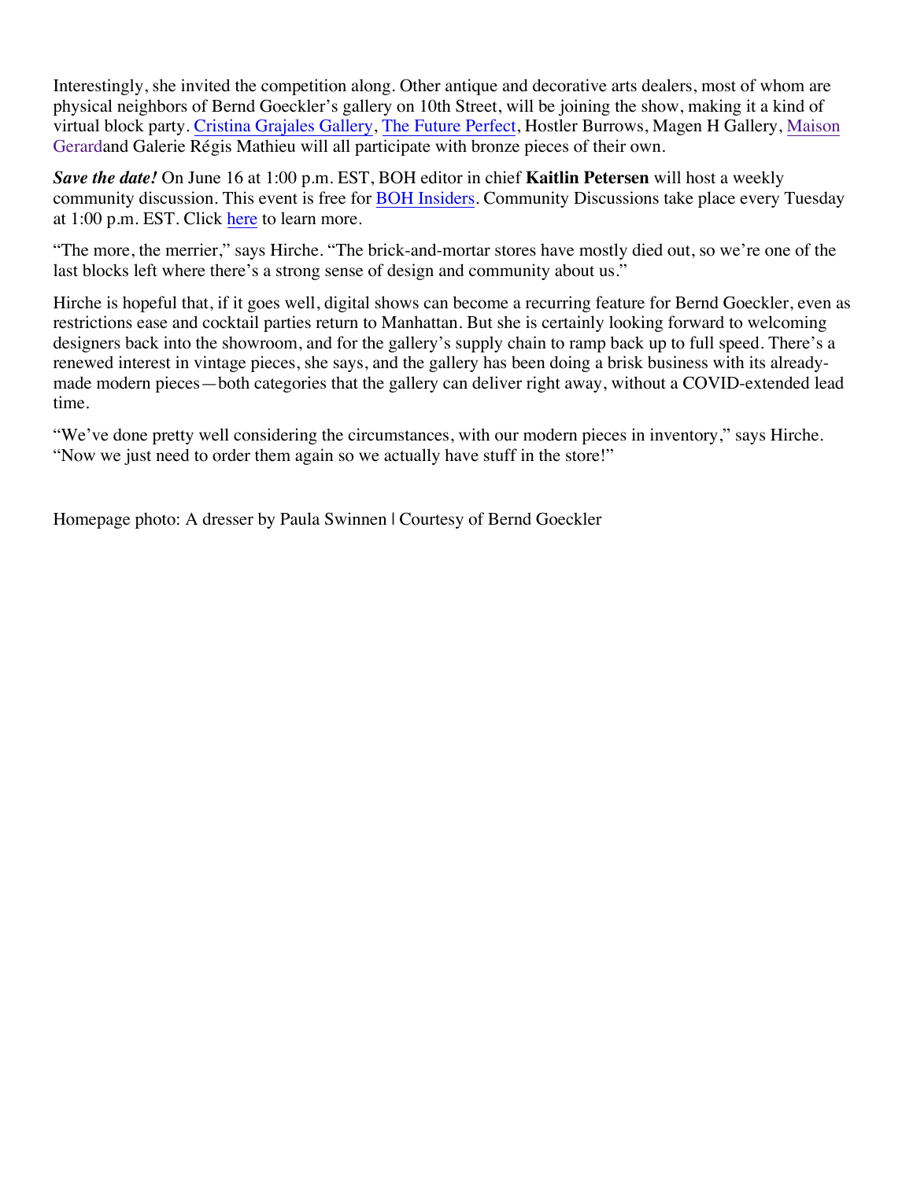Interestingly, she invited the competition along. Other antique and decorative arts dealers, most of whom are physical neighbors of Bernd Goeckler's gallery on 10th Street, will be joining the show, making it a kind of virtual block party. Cristina Grajales Gallery, The Future Perfect, Hostler Burrows, Magen H Gallery, Maison Gerardand Galerie Régis Mathieu will all participate with bronze pieces of their own.

***Save the date!*** On June 16 at 1:00 p.m. EST, BOH editor in chief **Kaitlin Petersen** will host a weekly community discussion. This event is free for BOH Insiders. Community Discussions take place every Tuesday at 1:00 p.m. EST. Click here to learn more.

"The more, the merrier," says Hirche. "The brick-and-mortar stores have mostly died out, so we're one of the last blocks left where there's a strong sense of design and community about us."

Hirche is hopeful that, if it goes well, digital shows can become a recurring feature for Bernd Goeckler, even as restrictions ease and cocktail parties return to Manhattan. But she is certainly looking forward to welcoming designers back into the showroom, and for the gallery's supply chain to ramp back up to full speed. There's a renewed interest in vintage pieces, she says, and the gallery has been doing a brisk business with its already-made modern pieces—both categories that the gallery can deliver right away, without a COVID-extended lead time.

"We've done pretty well considering the circumstances, with our modern pieces in inventory," says Hirche. "Now we just need to order them again so we actually have stuff in the store!"

Homepage photo: A dresser by Paula Swinnen | Courtesy of Bernd Goeckler